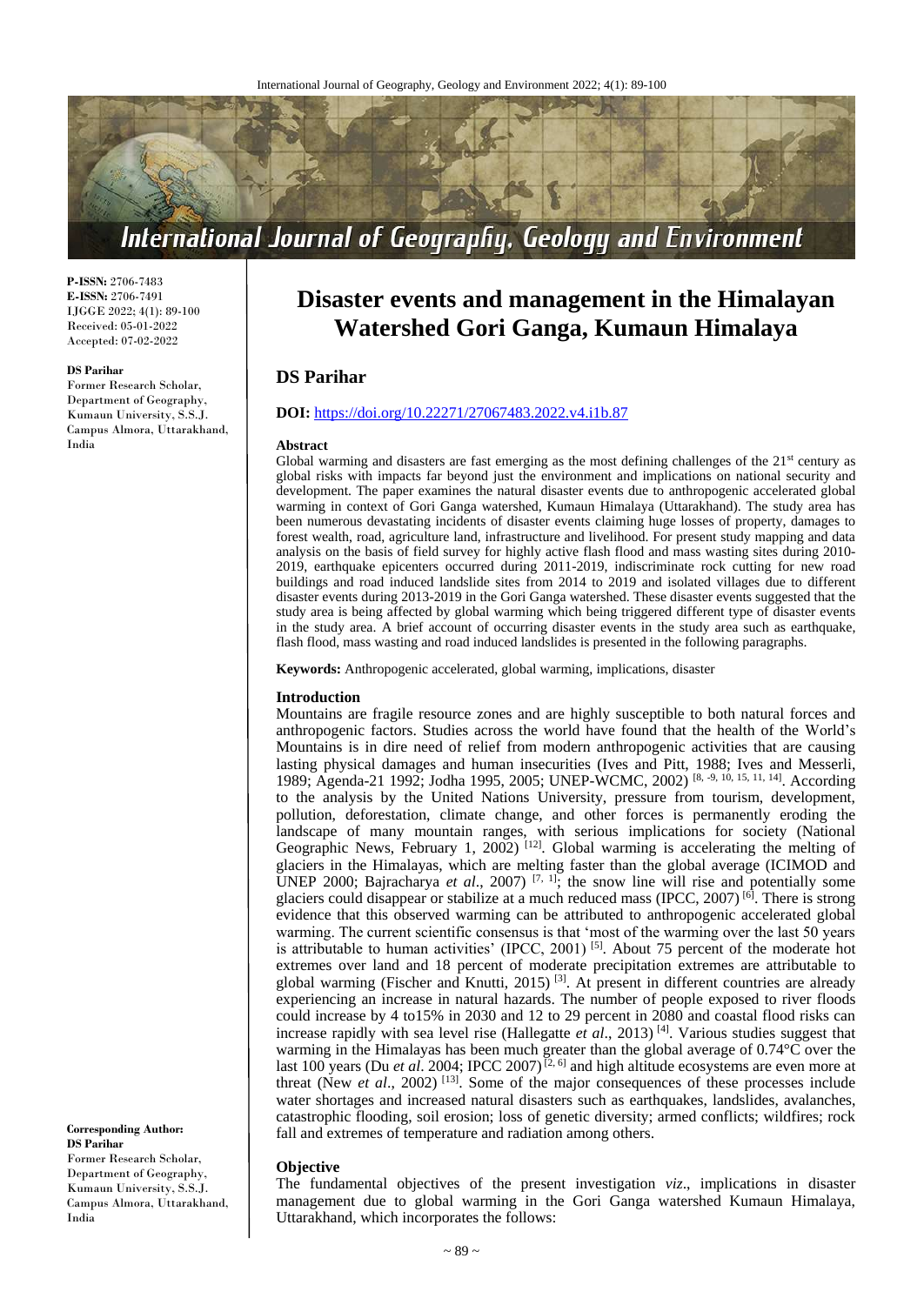**P-ISSN:** 2706-7483
**E-ISSN:** 2706-7491
IJGGE 2022; 4(1): 89-100
Received: 05-01-2022
Accepted: 07-02-2022

**DS Parihar**
Former Research Scholar, Department of Geography, Kumaun University, S.S.J. Campus Almora, Uttarakhand, India

**Corresponding Author:**
**DS Parihar**
Former Research Scholar, Department of Geography, Kumaun University, S.S.J. Campus Almora, Uttarakhand, India

# Disaster events and management in the Himalayan Watershed Gori Ganga, Kumaun Himalaya

## DS Parihar

**DOI:** https://doi.org/10.22271/27067483.2022.v4.i1b.87

### Abstract

Global warming and disasters are fast emerging as the most defining challenges of the 21st century as global risks with impacts far beyond just the environment and implications on national security and development. The paper examines the natural disaster events due to anthropogenic accelerated global warming in context of Gori Ganga watershed, Kumaun Himalaya (Uttarakhand). The study area has been numerous devastating incidents of disaster events claiming huge losses of property, damages to forest wealth, road, agriculture land, infrastructure and livelihood. For present study mapping and data analysis on the basis of field survey for highly active flash flood and mass wasting sites during 2010-2019, earthquake epicenters occurred during 2011-2019, indiscriminate rock cutting for new road buildings and road induced landslide sites from 2014 to 2019 and isolated villages due to different disaster events during 2013-2019 in the Gori Ganga watershed. These disaster events suggested that the study area is being affected by global warming which being triggered different type of disaster events in the study area. A brief account of occurring disaster events in the study area such as earthquake, flash flood, mass wasting and road induced landslides is presented in the following paragraphs.

**Keywords:** Anthropogenic accelerated, global warming, implications, disaster

### Introduction

Mountains are fragile resource zones and are highly susceptible to both natural forces and anthropogenic factors. Studies across the world have found that the health of the World's Mountains is in dire need of relief from modern anthropogenic activities that are causing lasting physical damages and human insecurities (Ives and Pitt, 1988; Ives and Messerli, 1989; Agenda-21 1992; Jodha 1995, 2005; UNEP-WCMC, 2002) [8, -9, 10, 15, 11, 14]. According to the analysis by the United Nations University, pressure from tourism, development, pollution, deforestation, climate change, and other forces is permanently eroding the landscape of many mountain ranges, with serious implications for society (National Geographic News, February 1, 2002) [12]. Global warming is accelerating the melting of glaciers in the Himalayas, which are melting faster than the global average (ICIMOD and UNEP 2000; Bajracharya *et al*., 2007) [7, 1]; the snow line will rise and potentially some glaciers could disappear or stabilize at a much reduced mass (IPCC, 2007) [6]. There is strong evidence that this observed warming can be attributed to anthropogenic accelerated global warming. The current scientific consensus is that 'most of the warming over the last 50 years is attributable to human activities' (IPCC, 2001) [5]. About 75 percent of the moderate hot extremes over land and 18 percent of moderate precipitation extremes are attributable to global warming (Fischer and Knutti, 2015) [3]. At present in different countries are already experiencing an increase in natural hazards. The number of people exposed to river floods could increase by 4 to15% in 2030 and 12 to 29 percent in 2080 and coastal flood risks can increase rapidly with sea level rise (Hallegatte *et al*., 2013) [4]. Various studies suggest that warming in the Himalayas has been much greater than the global average of 0.74°C over the last 100 years (Du *et al*. 2004; IPCC 2007) [2, 6] and high altitude ecosystems are even more at threat (New *et al*., 2002) [13]. Some of the major consequences of these processes include water shortages and increased natural disasters such as earthquakes, landslides, avalanches, catastrophic flooding, soil erosion; loss of genetic diversity; armed conflicts; wildfires; rock fall and extremes of temperature and radiation among others.

### Objective

The fundamental objectives of the present investigation *viz*., implications in disaster management due to global warming in the Gori Ganga watershed Kumaun Himalaya, Uttarakhand, which incorporates the follows: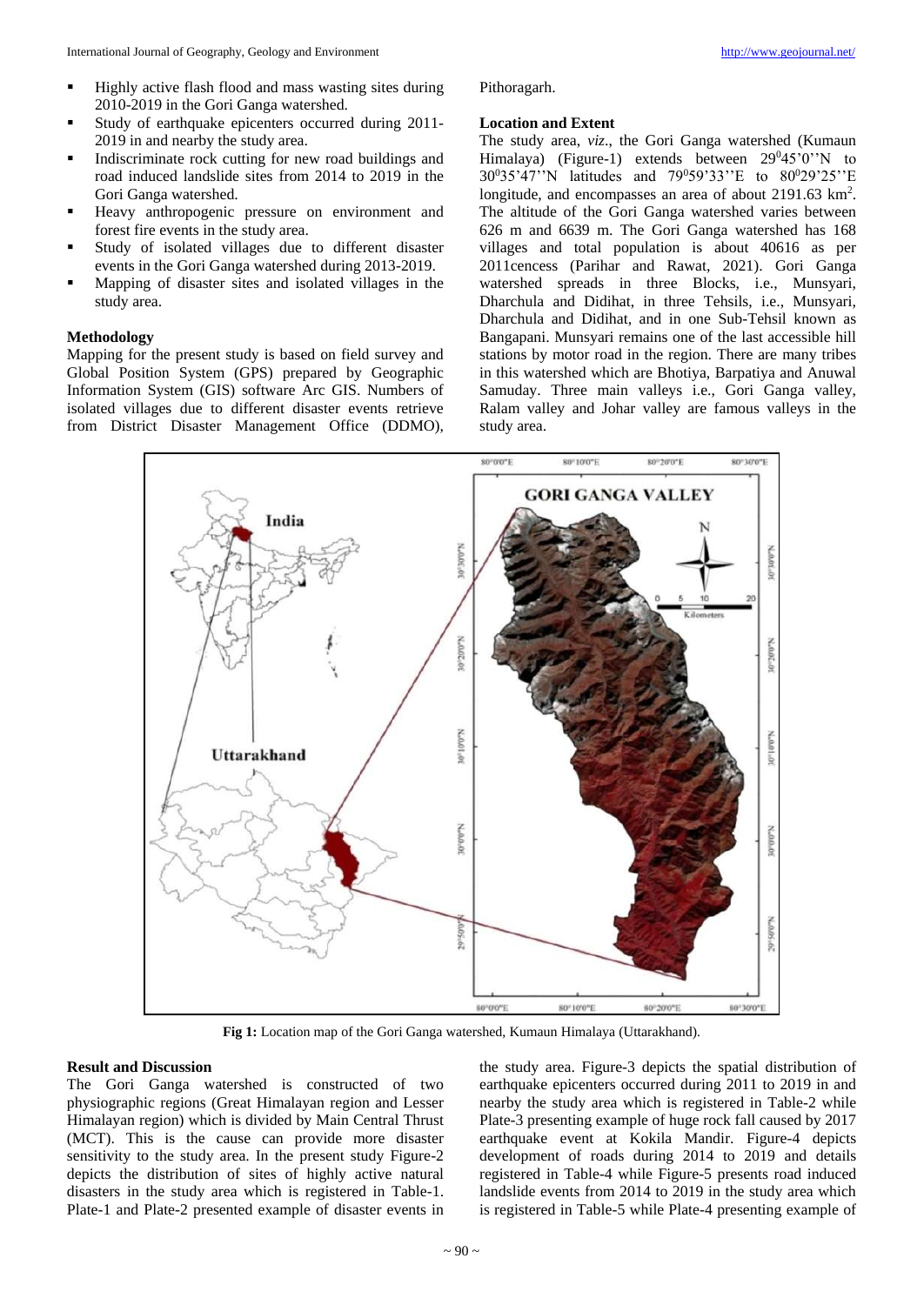- Highly active flash flood and mass wasting sites during 2010-2019 in the Gori Ganga watershed.
- Study of earthquake epicenters occurred during 2011-2019 in and nearby the study area.
- Indiscriminate rock cutting for new road buildings and road induced landslide sites from 2014 to 2019 in the Gori Ganga watershed.
- Heavy anthropogenic pressure on environment and forest fire events in the study area.
- Study of isolated villages due to different disaster events in the Gori Ganga watershed during 2013-2019.
- Mapping of disaster sites and isolated villages in the study area.

### Methodology

Mapping for the present study is based on field survey and Global Position System (GPS) prepared by Geographic Information System (GIS) software Arc GIS. Numbers of isolated villages due to different disaster events retrieve from District Disaster Management Office (DDMO), Pithoragarh.

### Location and Extent

The study area, *viz*., the Gori Ganga watershed (Kumaun Himalaya) (Figure-1) extends between $29^{0}$45'0''N to $30^{0}$35'47''N latitudes and $79^{0}$59'33''E to $80^{0}$29'25''E longitude, and encompasses an area of about 2191.63 km$^2$. The altitude of the Gori Ganga watershed varies between 626 m and 6639 m. The Gori Ganga watershed has 168 villages and total population is about 40616 as per 2011cencess (Parihar and Rawat, 2021). Gori Ganga watershed spreads in three Blocks, i.e., Munsyari, Dharchula and Didihat, in three Tehsils, i.e., Munsyari, Dharchula and Didihat, and in one Sub-Tehsil known as Bangapani. Munsyari remains one of the last accessible hill stations by motor road in the region. There are many tribes in this watershed which are Bhotiya, Barpatiya and Anuwal Samuday. Three main valleys i.e., Gori Ganga valley, Ralam valley and Johar valley are famous valleys in the study area.

**Fig 1:** Location map of the Gori Ganga watershed, Kumaun Himalaya (Uttarakhand).

### Result and Discussion

The Gori Ganga watershed is constructed of two physiographic regions (Great Himalayan region and Lesser Himalayan region) which is divided by Main Central Thrust (MCT). This is the cause can provide more disaster sensitivity to the study area. In the present study Figure-2 depicts the distribution of sites of highly active natural disasters in the study area which is registered in Table-1. Plate-1 and Plate-2 presented example of disaster events in the study area. Figure-3 depicts the spatial distribution of earthquake epicenters occurred during 2011 to 2019 in and nearby the study area which is registered in Table-2 while Plate-3 presenting example of huge rock fall caused by 2017 earthquake event at Kokila Mandir. Figure-4 depicts development of roads during 2014 to 2019 and details registered in Table-4 while Figure-5 presents road induced landslide events from 2014 to 2019 in the study area which is registered in Table-5 while Plate-4 presenting example of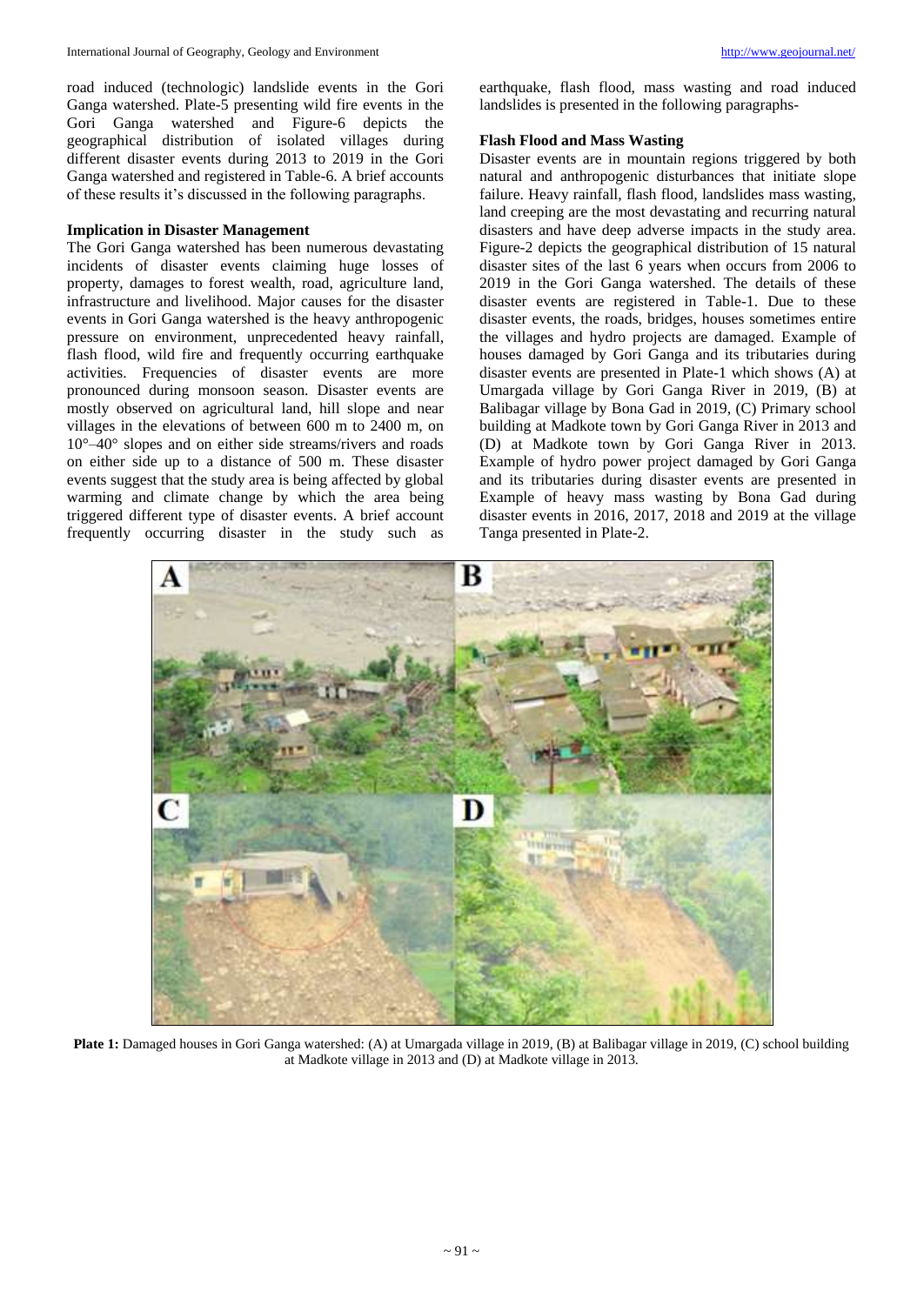road induced (technologic) landslide events in the Gori Ganga watershed. Plate-5 presenting wild fire events in the Gori Ganga watershed and Figure-6 depicts the geographical distribution of isolated villages during different disaster events during 2013 to 2019 in the Gori Ganga watershed and registered in Table-6. A brief accounts of these results it's discussed in the following paragraphs.

### Implication in Disaster Management

The Gori Ganga watershed has been numerous devastating incidents of disaster events claiming huge losses of property, damages to forest wealth, road, agriculture land, infrastructure and livelihood. Major causes for the disaster events in Gori Ganga watershed is the heavy anthropogenic pressure on environment, unprecedented heavy rainfall, flash flood, wild fire and frequently occurring earthquake activities. Frequencies of disaster events are more pronounced during monsoon season. Disaster events are mostly observed on agricultural land, hill slope and near villages in the elevations of between 600 m to 2400 m, on 10°–40° slopes and on either side streams/rivers and roads on either side up to a distance of 500 m. These disaster events suggest that the study area is being affected by global warming and climate change by which the area being triggered different type of disaster events. A brief account frequently occurring disaster in the study such as earthquake, flash flood, mass wasting and road induced landslides is presented in the following paragraphs-

### Flash Flood and Mass Wasting

Disaster events are in mountain regions triggered by both natural and anthropogenic disturbances that initiate slope failure. Heavy rainfall, flash flood, landslides mass wasting, land creeping are the most devastating and recurring natural disasters and have deep adverse impacts in the study area. Figure-2 depicts the geographical distribution of 15 natural disaster sites of the last 6 years when occurs from 2006 to 2019 in the Gori Ganga watershed. The details of these disaster events are registered in Table-1. Due to these disaster events, the roads, bridges, houses sometimes entire the villages and hydro projects are damaged. Example of houses damaged by Gori Ganga and its tributaries during disaster events are presented in Plate-1 which shows (A) at Umargada village by Gori Ganga River in 2019, (B) at Balibagar village by Bona Gad in 2019, (C) Primary school building at Madkote town by Gori Ganga River in 2013 and (D) at Madkote town by Gori Ganga River in 2013. Example of hydro power project damaged by Gori Ganga and its tributaries during disaster events are presented in Example of heavy mass wasting by Bona Gad during disaster events in 2016, 2017, 2018 and 2019 at the village Tanga presented in Plate-2.

**Plate 1:** Damaged houses in Gori Ganga watershed: (A) at Umargada village in 2019, (B) at Balibagar village in 2019, (C) school building at Madkote village in 2013 and (D) at Madkote village in 2013.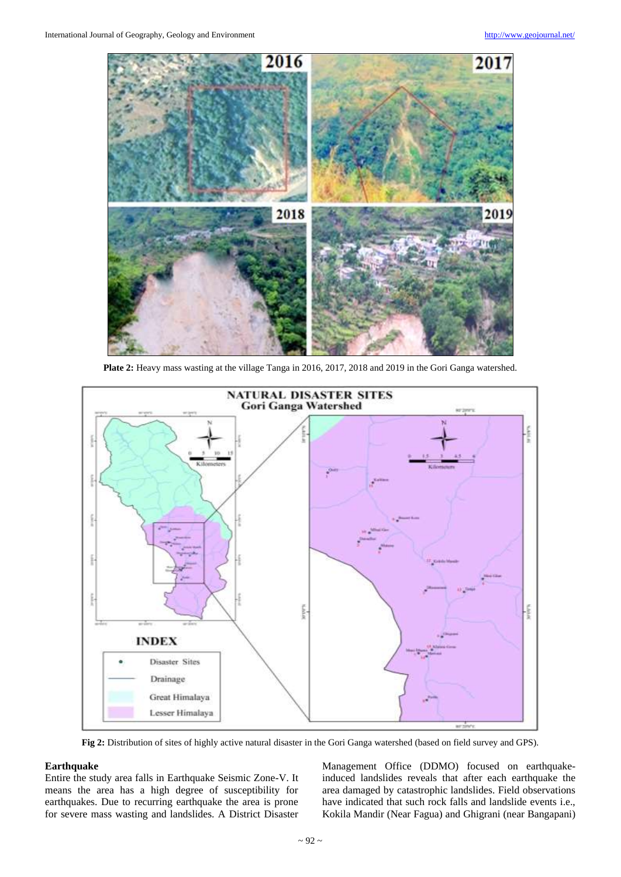**Plate 2:** Heavy mass wasting at the village Tanga in 2016, 2017, 2018 and 2019 in the Gori Ganga watershed.

**Fig 2:** Distribution of sites of highly active natural disaster in the Gori Ganga watershed (based on field survey and GPS).

## Earthquake

Entire the study area falls in Earthquake Seismic Zone-V. It means the area has a high degree of susceptibility for earthquakes. Due to recurring earthquake the area is prone for severe mass wasting and landslides. A District Disaster Management Office (DDMO) focused on earthquake-induced landslides reveals that after each earthquake the area damaged by catastrophic landslides. Field observations have indicated that such rock falls and landslide events i.e., Kokila Mandir (Near Fagua) and Ghigrani (near Bangapani)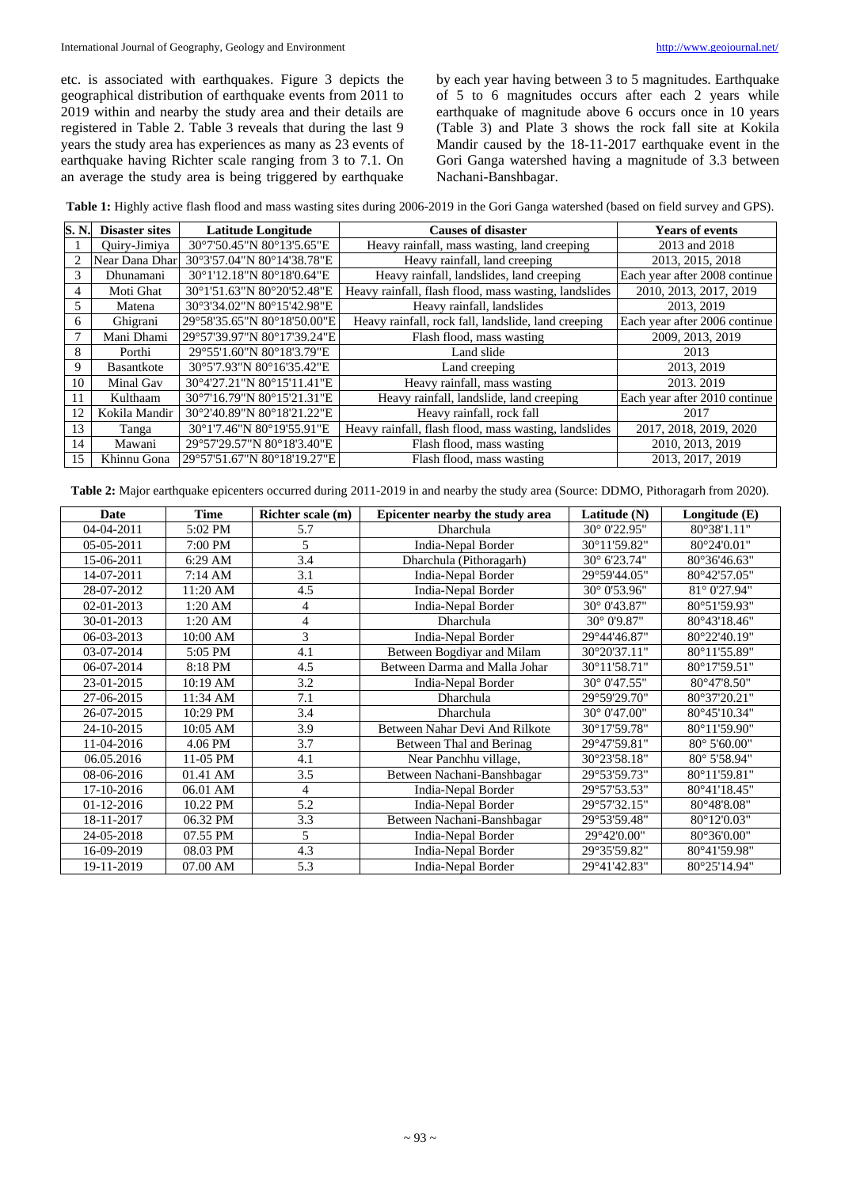etc. is associated with earthquakes. Figure 3 depicts the geographical distribution of earthquake events from 2011 to 2019 within and nearby the study area and their details are registered in Table 2. Table 3 reveals that during the last 9 years the study area has experiences as many as 23 events of earthquake having Richter scale ranging from 3 to 7.1. On an average the study area is being triggered by earthquake by each year having between 3 to 5 magnitudes. Earthquake of 5 to 6 magnitudes occurs after each 2 years while earthquake of magnitude above 6 occurs once in 10 years (Table 3) and Plate 3 shows the rock fall site at Kokila Mandir caused by the 18-11-2017 earthquake event in the Gori Ganga watershed having a magnitude of 3.3 between Nachani-Banshbagar.

**Table 1:** Highly active flash flood and mass wasting sites during 2006-2019 in the Gori Ganga watershed (based on field survey and GPS).

| S. N. | Disaster sites | Latitude Longitude | Causes of disaster | Years of events |
|---|---|---|---|---|
| 1 | Quiry-Jimiya | 30°7'50.45"N 80°13'5.65"E | Heavy rainfall, mass wasting, land creeping | 2013 and 2018 |
| 2 | Near Dana Dhar | 30°3'57.04"N 80°14'38.78"E | Heavy rainfall, land creeping | 2013, 2015, 2018 |
| 3 | Dhunamani | 30°1'12.18"N 80°18'0.64"E | Heavy rainfall, landslides, land creeping | Each year after 2008 continue |
| 4 | Moti Ghat | 30°1'51.63"N 80°20'52.48"E | Heavy rainfall, flash flood, mass wasting, landslides | 2010, 2013, 2017, 2019 |
| 5 | Matena | 30°3'34.02"N 80°15'42.98"E | Heavy rainfall, landslides | 2013, 2019 |
| 6 | Ghigrani | 29°58'35.65"N 80°18'50.00"E | Heavy rainfall, rock fall, landslide, land creeping | Each year after 2006 continue |
| 7 | Mani Dhami | 29°57'39.97"N 80°17'39.24"E | Flash flood, mass wasting | 2009, 2013, 2019 |
| 8 | Porthi | 29°55'1.60"N 80°18'3.79"E | Land slide | 2013 |
| 9 | Basantkote | 30°5'7.93"N 80°16'35.42"E | Land creeping | 2013, 2019 |
| 10 | Minal Gav | 30°4'27.21"N 80°15'11.41"E | Heavy rainfall, mass wasting | 2013. 2019 |
| 11 | Kulthaam | 30°7'16.79"N 80°15'21.31"E | Heavy rainfall, landslide, land creeping | Each year after 2010 continue |
| 12 | Kokila Mandir | 30°2'40.89"N 80°18'21.22"E | Heavy rainfall, rock fall | 2017 |
| 13 | Tanga | 30°1'7.46"N 80°19'55.91"E | Heavy rainfall, flash flood, mass wasting, landslides | 2017, 2018, 2019, 2020 |
| 14 | Mawani | 29°57'29.57"N 80°18'3.40"E | Flash flood, mass wasting | 2010, 2013, 2019 |
| 15 | Khinnu Gona | 29°57'51.67"N 80°18'19.27"E | Flash flood, mass wasting | 2013, 2017, 2019 |

**Table 2:** Major earthquake epicenters occurred during 2011-2019 in and nearby the study area (Source: DDMO, Pithoragarh from 2020).

| Date | Time | Richter scale (m) | Epicenter nearby the study area | Latitude (N) | Longitude (E) |
|---|---|---|---|---|---|
| 04-04-2011 | 5:02 PM | 5.7 | Dharchula | 30° 0'22.95" | 80°38'1.11" |
| 05-05-2011 | 7:00 PM | 5 | India-Nepal Border | 30°11'59.82" | 80°24'0.01" |
| 15-06-2011 | 6:29 AM | 3.4 | Dharchula (Pithoragarh) | 30° 6'23.74" | 80°36'46.63" |
| 14-07-2011 | 7:14 AM | 3.1 | India-Nepal Border | 29°59'44.05" | 80°42'57.05" |
| 28-07-2012 | 11:20 AM | 4.5 | India-Nepal Border | 30° 0'53.96" | 81° 0'27.94" |
| 02-01-2013 | 1:20 AM | 4 | India-Nepal Border | 30° 0'43.87" | 80°51'59.93" |
| 30-01-2013 | 1:20 AM | 4 | Dharchula | 30° 0'9.87" | 80°43'18.46" |
| 06-03-2013 | 10:00 AM | 3 | India-Nepal Border | 29°44'46.87" | 80°22'40.19" |
| 03-07-2014 | 5:05 PM | 4.1 | Between Bogdiyar and Milam | 30°20'37.11" | 80°11'55.89" |
| 06-07-2014 | 8:18 PM | 4.5 | Between Darma and Malla Johar | 30°11'58.71" | 80°17'59.51" |
| 23-01-2015 | 10:19 AM | 3.2 | India-Nepal Border | 30° 0'47.55" | 80°47'8.50" |
| 27-06-2015 | 11:34 AM | 7.1 | Dharchula | 29°59'29.70" | 80°37'20.21" |
| 26-07-2015 | 10:29 PM | 3.4 | Dharchula | 30° 0'47.00" | 80°45'10.34" |
| 24-10-2015 | 10:05 AM | 3.9 | Between Nahar Devi And Rilkote | 30°17'59.78" | 80°11'59.90" |
| 11-04-2016 | 4.06 PM | 3.7 | Between Thal and Beringag | 29°47'59.81" | 80° 5'60.00" |
| 06.05.2016 | 11-05 PM | 4.1 | Near Panchhu village, | 30°23'58.18" | 80° 5'58.94" |
| 08-06-2016 | 01.41 AM | 3.5 | Between Nachani-Banshbagar | 29°53'59.73" | 80°11'59.81" |
| 17-10-2016 | 06.01 AM | 4 | India-Nepal Border | 29°57'53.53" | 80°41'18.45" |
| 01-12-2016 | 10.22 PM | 5.2 | India-Nepal Border | 29°57'32.15" | 80°48'8.08" |
| 18-11-2017 | 06.32 PM | 3.3 | Between Nachani-Banshbagar | 29°53'59.48" | 80°12'0.03" |
| 24-05-2018 | 07.55 PM | 5 | India-Nepal Border | 29°42'0.00" | 80°36'0.00" |
| 16-09-2019 | 08.03 PM | 4.3 | India-Nepal Border | 29°35'59.82" | 80°41'59.98" |
| 19-11-2019 | 07.00 AM | 5.3 | India-Nepal Border | 29°41'42.83" | 80°25'14.94" |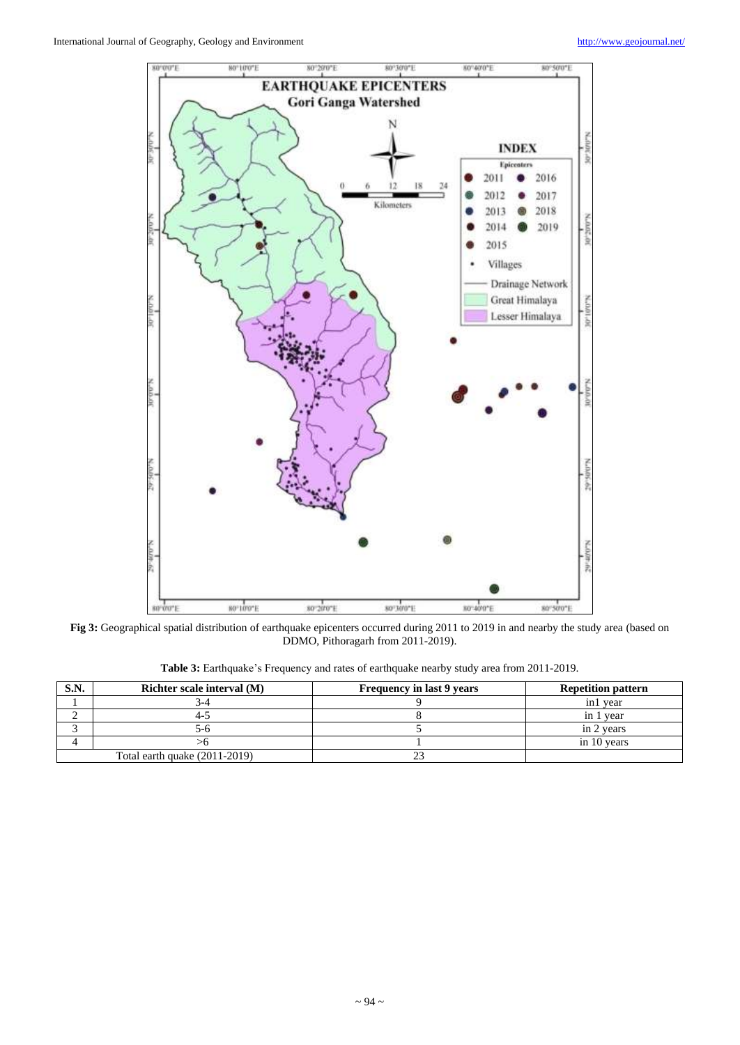EARTHQUAKE EPICENTERS
Gori Ganga Watershed

N

0 6 12 18 24
Kilometers

INDEX
Epicenters
2011
2012
2013
2014
2015
2016
2017
2018
2019
Villages
Drainage Network
Great Himalaya
Lesser Himalaya

80°0'0"E 80°10'0"E 80°20'0"E 80°30'0"E 80°40'0"E 80°50'0"E
30°30'0"N 30°20'0"N 30°10'0"N 30°0'0"N 29°50'0"N 29°40'0"N

**Fig 3:** Geographical spatial distribution of earthquake epicenters occurred during 2011 to 2019 in and nearby the study area (based on DDMO, Pithoragarh from 2011-2019).

**Table 3:** Earthquake's Frequency and rates of earthquake nearby study area from 2011-2019.

| S.N. | Richter scale interval (M) | Frequency in last 9 years | Repetition pattern |
|---|---|---|---|
| 1 | 3-4 | 9 | in1 year |
| 2 | 4-5 | 8 | in 1 year |
| 3 | 5-6 | 5 | in 2 years |
| 4 | >6 | 1 | in 10 years |
| Total earth quake (2011-2019) | | 23 | |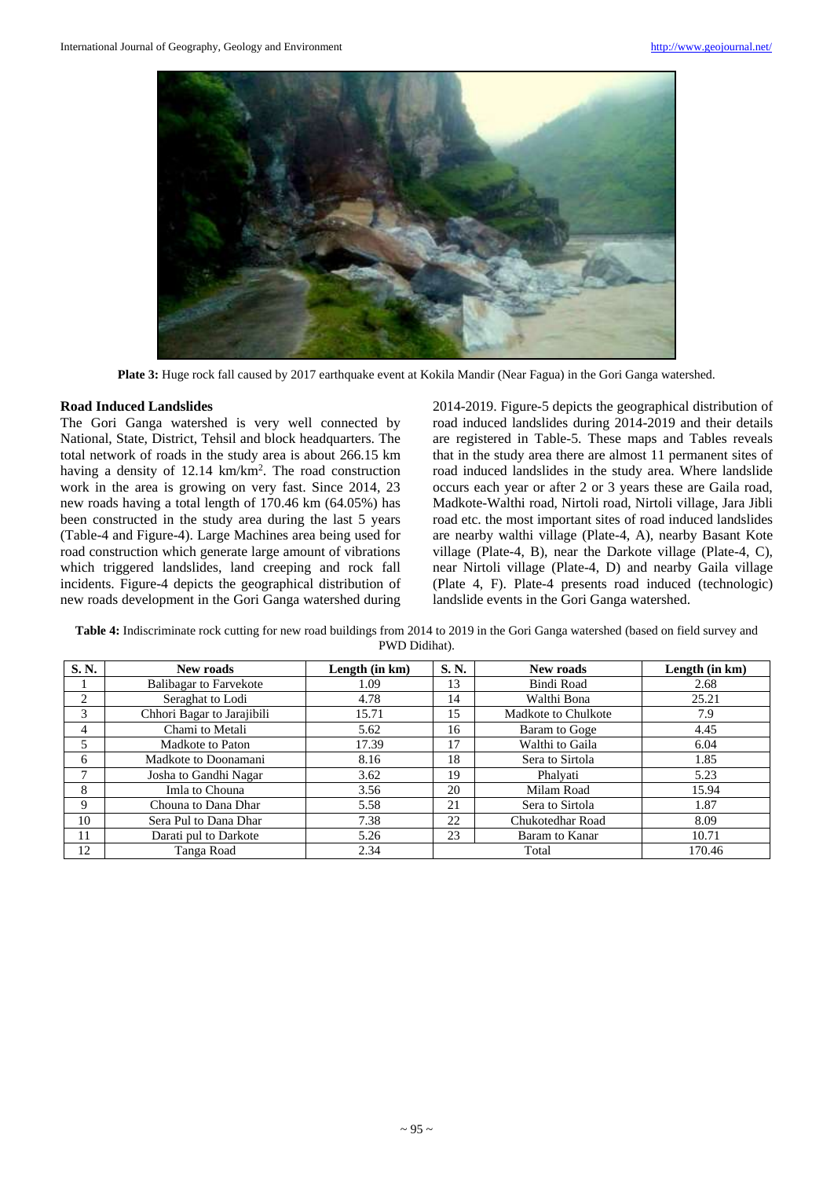**Plate 3:** Huge rock fall caused by 2017 earthquake event at Kokila Mandir (Near Fagua) in the Gori Ganga watershed.

**Road Induced Landslides**

The Gori Ganga watershed is very well connected by National, State, District, Tehsil and block headquarters. The total network of roads in the study area is about 266.15 km having a density of 12.14 km/km$^2$. The road construction work in the area is growing on very fast. Since 2014, 23 new roads having a total length of 170.46 km (64.05%) has been constructed in the study area during the last 5 years (Table-4 and Figure-4). Large Machines area being used for road construction which generate large amount of vibrations which triggered landslides, land creeping and rock fall incidents. Figure-4 depicts the geographical distribution of new roads development in the Gori Ganga watershed during 2014-2019. Figure-5 depicts the geographical distribution of road induced landslides during 2014-2019 and their details are registered in Table-5. These maps and Tables reveals that in the study area there are almost 11 permanent sites of road induced landslides in the study area. Where landslide occurs each year or after 2 or 3 years these are Gaila road, Madkote-Walthi road, Nirtoli road, Nirtoli village, Jara Jibli road etc. the most important sites of road induced landslides are nearby walthi village (Plate-4, A), nearby Basant Kote village (Plate-4, B), near the Darkote village (Plate-4, C), near Nirtoli village (Plate-4, D) and nearby Gaila village (Plate 4, F). Plate-4 presents road induced (technologic) landslide events in the Gori Ganga watershed.

**Table 4:** Indiscriminate rock cutting for new road buildings from 2014 to 2019 in the Gori Ganga watershed (based on field survey and PWD Didihat).

| S. N. | New roads | Length (in km) | S. N. | New roads | Length (in km) |
|---|---|---|---|---|---|
| 1 | Balibagar to Farvekote | 1.09 | 13 | Bindi Road | 2.68 |
| 2 | Seraghat to Lodi | 4.78 | 14 | Walthi Bona | 25.21 |
| 3 | Chhori Bagar to Jarajibili | 15.71 | 15 | Madkote to Chulkote | 7.9 |
| 4 | Chami to Metali | 5.62 | 16 | Baram to Goge | 4.45 |
| 5 | Madkote to Paton | 17.39 | 17 | Walthi to Gaila | 6.04 |
| 6 | Madkote to Doonamani | 8.16 | 18 | Sera to Sirtola | 1.85 |
| 7 | Josha to Gandhi Nagar | 3.62 | 19 | Phalyati | 5.23 |
| 8 | Imla to Chouna | 3.56 | 20 | Milam Road | 15.94 |
| 9 | Chouna to Dana Dhar | 5.58 | 21 | Sera to Sirtola | 1.87 |
| 10 | Sera Pul to Dana Dhar | 7.38 | 22 | Chukotedhar Road | 8.09 |
| 11 | Darati pul to Darkote | 5.26 | 23 | Baram to Kanar | 10.71 |
| 12 | Tanga Road | 2.34 | Total | | 170.46 |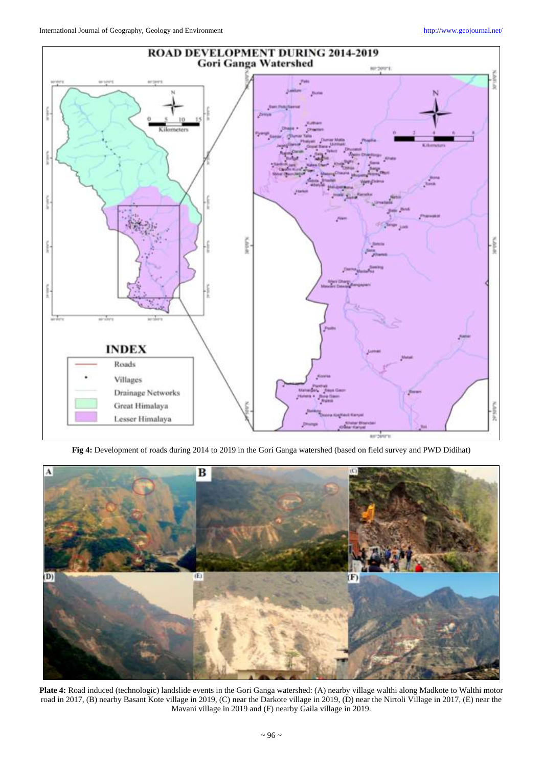ROAD DEVELOPMENT DURING 2014-2019

Gori Ganga Watershed

INDEX

Roads

Villages

Drainage Networks

Great Himalaya

Lesser Himalaya

**Fig 4:** Development of roads during 2014 to 2019 in the Gori Ganga watershed (based on field survey and PWD Didihat)

**Plate 4:** Road induced (technologic) landslide events in the Gori Ganga watershed: (A) nearby village walthi along Madkote to Walthi motor road in 2017, (B) nearby Basant Kote village in 2019, (C) near the Darkote village in 2019, (D) near the Nirtoli Village in 2017, (E) near the Mavani village in 2019 and (F) nearby Gaila village in 2019.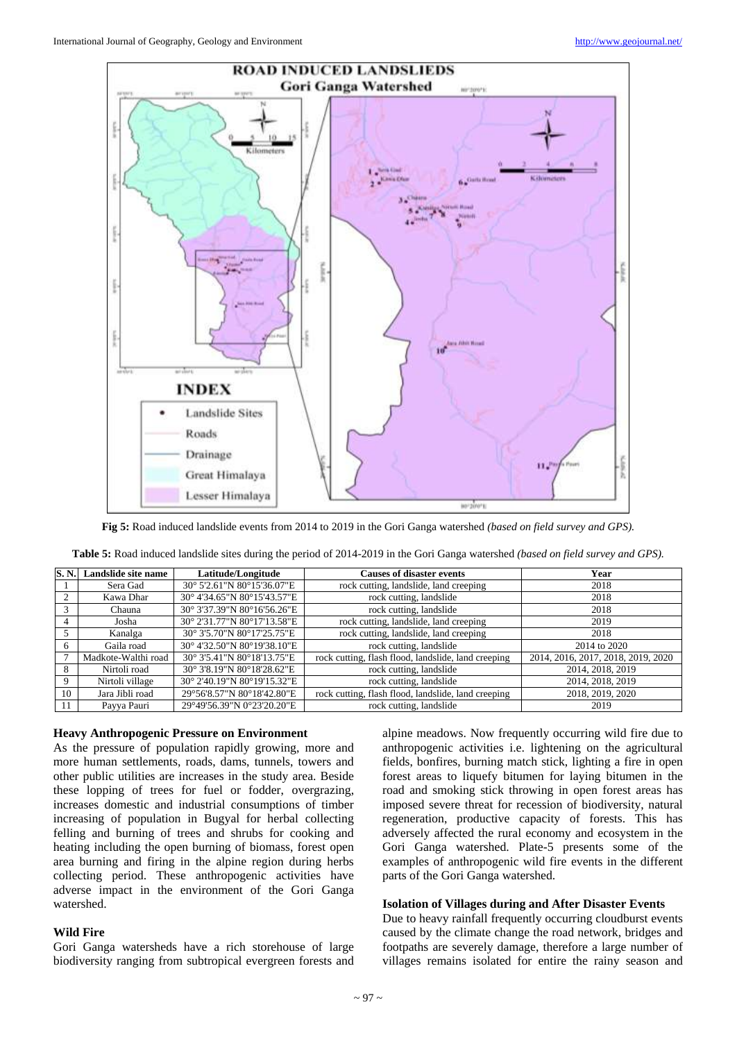ROAD INDUCED LANDSLIEDS

Gori Ganga Watershed

INDEX

Landslide Sites

Roads

Drainage

Great Himalaya

Lesser Himalaya

**Fig 5:** Road induced landslide events from 2014 to 2019 in the Gori Ganga watershed *(based on field survey and GPS).*

**Table 5:** Road induced landslide sites during the period of 2014-2019 in the Gori Ganga watershed *(based on field survey and GPS).*

| S. N. | Landslide site name | Latitude/Longitude | Causes of disaster events | Year |
|---|---|---|---|---|
| 1 | Sera Gad | 30° 5'2.61"N 80°15'36.07"E | rock cutting, landslide, land creeping | 2018 |
| 2 | Kawa Dhar | 30° 4'34.65"N 80°15'43.57"E | rock cutting, landslide | 2018 |
| 3 | Chauna | 30° 3'37.39"N 80°16'56.26"E | rock cutting, landslide | 2018 |
| 4 | Josha | 30° 2'31.77"N 80°17'13.58"E | rock cutting, landslide, land creeping | 2019 |
| 5 | Kanalga | 30° 3'5.70"N 80°17'25.75"E | rock cutting, landslide, land creeping | 2018 |
| 6 | Gaila road | 30° 4'32.50"N 80°19'38.10"E | rock cutting, landslide | 2014 to 2020 |
| 7 | Madkote-Walthi road | 30° 3'5.41"N 80°18'13.75"E | rock cutting, flash flood, landslide, land creeping | 2014, 2016, 2017, 2018, 2019, 2020 |
| 8 | Nirtoli road | 30° 3'8.19"N 80°18'28.62"E | rock cutting, landslide | 2014, 2018, 2019 |
| 9 | Nirtoli village | 30° 2'40.19"N 80°19'15.32"E | rock cutting, landslide | 2014, 2018, 2019 |
| 10 | Jara Jibli road | 29°56'8.57"N 80°18'42.80"E | rock cutting, flash flood, landslide, land creeping | 2018, 2019, 2020 |
| 11 | Payya Pauri | 29°49'56.39"N 0°23'20.20"E | rock cutting, landslide | 2019 |

### Heavy Anthropogenic Pressure on Environment

As the pressure of population rapidly growing, more and more human settlements, roads, dams, tunnels, towers and other public utilities are increases in the study area. Beside these lopping of trees for fuel or fodder, overgrazing, increases domestic and industrial consumptions of timber increasing of population in Bugyal for herbal collecting felling and burning of trees and shrubs for cooking and heating including the open burning of biomass, forest open area burning and firing in the alpine region during herbs collecting period. These anthropogenic activities have adverse impact in the environment of the Gori Ganga watershed.

### Wild Fire

Gori Ganga watersheds have a rich storehouse of large biodiversity ranging from subtropical evergreen forests and alpine meadows. Now frequently occurring wild fire due to anthropogenic activities i.e. lightening on the agricultural fields, bonfires, burning match stick, lighting a fire in open forest areas to liquefy bitumen for laying bitumen in the road and smoking stick throwing in open forest areas has imposed severe threat for recession of biodiversity, natural regeneration, productive capacity of forests. This has adversely affected the rural economy and ecosystem in the Gori Ganga watershed. Plate-5 presents some of the examples of anthropogenic wild fire events in the different parts of the Gori Ganga watershed.

### Isolation of Villages during and After Disaster Events

Due to heavy rainfall frequently occurring cloudburst events caused by the climate change the road network, bridges and footpaths are severely damage, therefore a large number of villages remains isolated for entire the rainy season and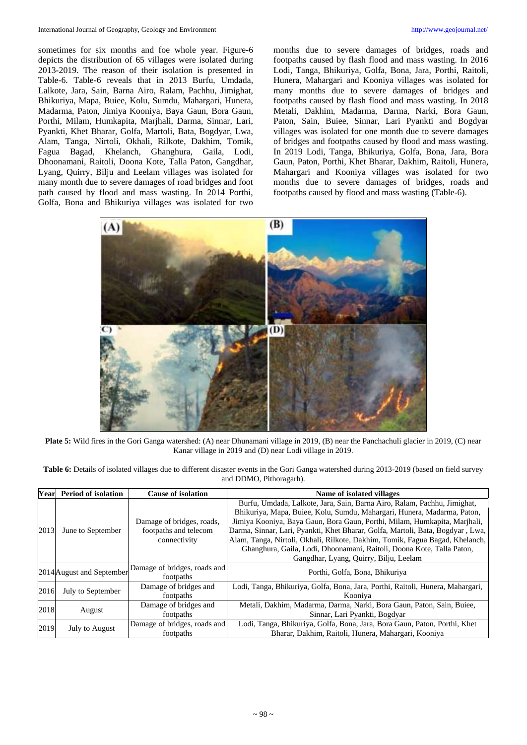sometimes for six months and foe whole year. Figure-6 depicts the distribution of 65 villages were isolated during 2013-2019. The reason of their isolation is presented in Table-6. Table-6 reveals that in 2013 Burfu, Umdada, Lalkote, Jara, Sain, Barna Airo, Ralam, Pachhu, Jimighat, Bhikuriya, Mapa, Buiee, Kolu, Sumdu, Mahargari, Hunera, Madarma, Paton, Jimiya Kooniya, Baya Gaun, Bora Gaun, Porthi, Milam, Humkapita, Marjhali, Darma, Sinnar, Lari, Pyankti, Khet Bharar, Golfa, Martoli, Bata, Bogdyar, Lwa, Alam, Tanga, Nirtoli, Okhali, Rilkote, Dakhim, Tomik, Fagua Bagad, Khelanch, Ghanghura, Gaila, Lodi, Dhoonamani, Raitoli, Doona Kote, Talla Paton, Gangdhar, Lyang, Quirry, Bilju and Leelam villages was isolated for many month due to severe damages of road bridges and foot path caused by flood and mass wasting. In 2014 Porthi, Golfa, Bona and Bhikuriya villages was isolated for two months due to severe damages of bridges, roads and footpaths caused by flash flood and mass wasting. In 2016 Lodi, Tanga, Bhikuriya, Golfa, Bona, Jara, Porthi, Raitoli, Hunera, Mahargari and Kooniya villages was isolated for many months due to severe damages of bridges and footpaths caused by flash flood and mass wasting. In 2018 Metali, Dakhim, Madarma, Darma, Narki, Bora Gaun, Paton, Sain, Buiee, Sinnar, Lari Pyankti and Bogdyar villages was isolated for one month due to severe damages of bridges and footpaths caused by flood and mass wasting. In 2019 Lodi, Tanga, Bhikuriya, Golfa, Bona, Jara, Bora Gaun, Paton, Porthi, Khet Bharar, Dakhim, Raitoli, Hunera, Mahargari and Kooniya villages was isolated for two months due to severe damages of bridges, roads and footpaths caused by flood and mass wasting (Table-6).

**Plate 5:** Wild fires in the Gori Ganga watershed: (A) near Dhunamani village in 2019, (B) near the Panchachuli glacier in 2019, (C) near Kanar village in 2019 and (D) near Lodi village in 2019.

**Table 6:** Details of isolated villages due to different disaster events in the Gori Ganga watershed during 2013-2019 (based on field survey and DDMO, Pithoragarh).

| Year | Period of isolation | Cause of isolation | Name of isolated villages |
|---|---|---|---|
| 2013 | June to September | Damage of bridges, roads, footpaths and telecom connectivity | Burfu, Umdada, Lalkote, Jara, Sain, Barna Airo, Ralam, Pachhu, Jimighat, Bhikuriya, Mapa, Buiee, Kolu, Sumdu, Mahargari, Hunera, Madarma, Paton, Jimiya Kooniya, Baya Gaun, Bora Gaun, Porthi, Milam, Humkapita, Marjhali, Darma, Sinnar, Lari, Pyankti, Khet Bharar, Golfa, Martoli, Bata, Bogdyar , Lwa, Alam, Tanga, Nirtoli, Okhali, Rilkote, Dakhim, Tomik, Fagua Bagad, Khelanch, Ghanghura, Gaila, Lodi, Dhoonamani, Raitoli, Doona Kote, Talla Paton, Gangdhar, Lyang, Quirry, Bilju, Leelam |
| 2014 | August and September | Damage of bridges, roads and footpaths | Porthi, Golfa, Bona, Bhikuriya |
| 2016 | July to September | Damage of bridges and footpaths | Lodi, Tanga, Bhikuriya, Golfa, Bona, Jara, Porthi, Raitoli, Hunera, Mahargari, Kooniya |
| 2018 | August | Damage of bridges and footpaths | Metali, Dakhim, Madarma, Darma, Narki, Bora Gaun, Paton, Sain, Buiee, Sinnar, Lari Pyankti, Bogdyar |
| 2019 | July to August | Damage of bridges, roads and footpaths | Lodi, Tanga, Bhikuriya, Golfa, Bona, Jara, Bora Gaun, Paton, Porthi, Khet Bharar, Dakhim, Raitoli, Hunera, Mahargari, Kooniya |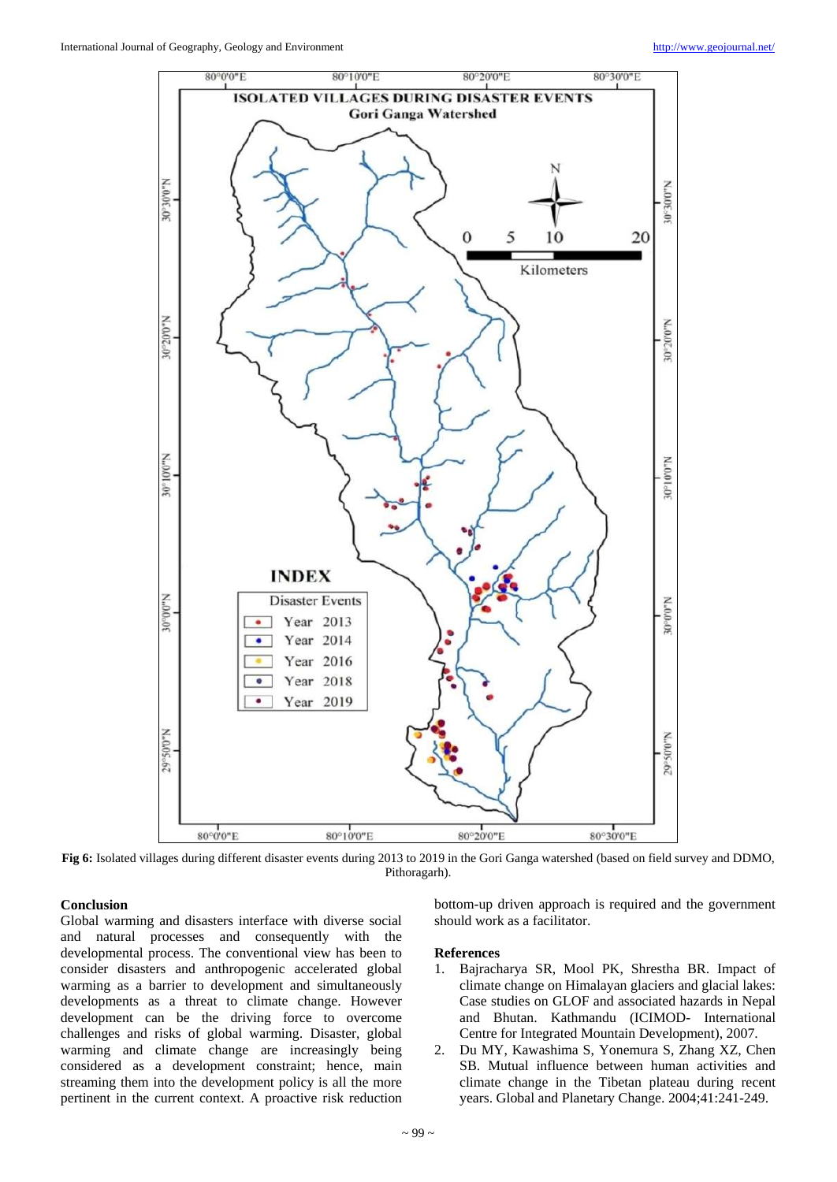ISOLATED VILLAGES DURING DISASTER EVENTS

Gori Ganga Watershed

80°0'0"E 80°10'0"E 80°20'0"E 80°30'0"E

30°30'0"N 30°20'0"N 30°10'0"N 30°0'0"N 29°50'0"N

N

0 5 10 20

Kilometers

INDEX

Disaster Events

Year 2013

Year 2014

Year 2016

Year 2018

Year 2019

**Fig 6:** Isolated villages during different disaster events during 2013 to 2019 in the Gori Ganga watershed (based on field survey and DDMO, Pithoragarh).

## Conclusion

Global warming and disasters interface with diverse social and natural processes and consequently with the developmental process. The conventional view has been to consider disasters and anthropogenic accelerated global warming as a barrier to development and simultaneously developments as a threat to climate change. However development can be the driving force to overcome challenges and risks of global warming. Disaster, global warming and climate change are increasingly being considered as a development constraint; hence, main streaming them into the development policy is all the more pertinent in the current context. A proactive risk reduction bottom-up driven approach is required and the government should work as a facilitator.

## References

1. Bajracharya SR, Mool PK, Shrestha BR. Impact of climate change on Himalayan glaciers and glacial lakes: Case studies on GLOF and associated hazards in Nepal and Bhutan. Kathmandu (ICIMOD- International Centre for Integrated Mountain Development), 2007.
2. Du MY, Kawashima S, Yonemura S, Zhang XZ, Chen SB. Mutual influence between human activities and climate change in the Tibetan plateau during recent years. Global and Planetary Change. 2004;41:241-249.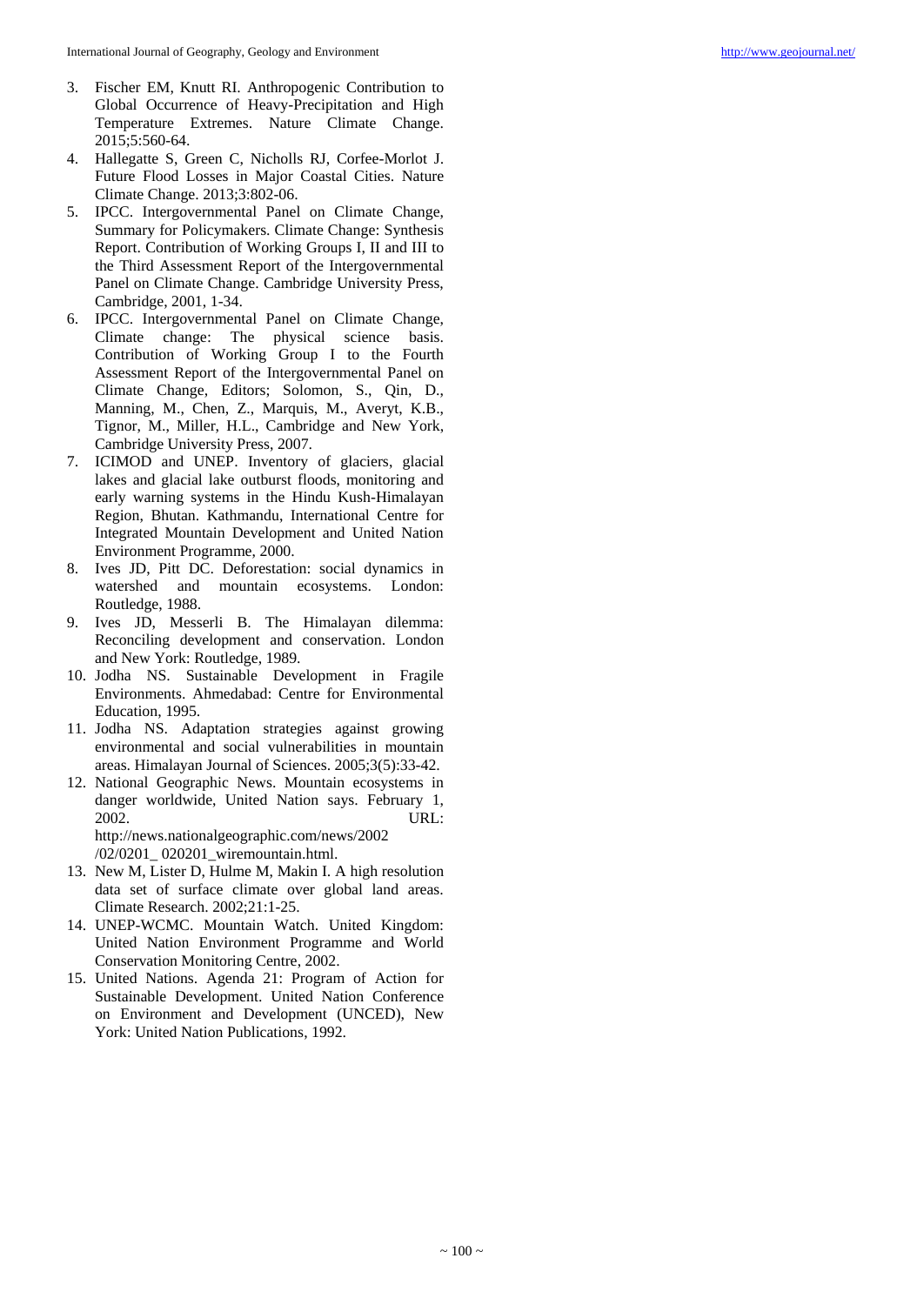3. Fischer EM, Knutt RI. Anthropogenic Contribution to Global Occurrence of Heavy-Precipitation and High Temperature Extremes. Nature Climate Change. 2015;5:560-64.
4. Hallegatte S, Green C, Nicholls RJ, Corfee-Morlot J. Future Flood Losses in Major Coastal Cities. Nature Climate Change. 2013;3:802-06.
5. IPCC. Intergovernmental Panel on Climate Change, Summary for Policymakers. Climate Change: Synthesis Report. Contribution of Working Groups I, II and III to the Third Assessment Report of the Intergovernmental Panel on Climate Change. Cambridge University Press, Cambridge, 2001, 1-34.
6. IPCC. Intergovernmental Panel on Climate Change, Climate change: The physical science basis. Contribution of Working Group I to the Fourth Assessment Report of the Intergovernmental Panel on Climate Change, Editors; Solomon, S., Qin, D., Manning, M., Chen, Z., Marquis, M., Averyt, K.B., Tignor, M., Miller, H.L., Cambridge and New York, Cambridge University Press, 2007.
7. ICIMOD and UNEP. Inventory of glaciers, glacial lakes and glacial lake outburst floods, monitoring and early warning systems in the Hindu Kush-Himalayan Region, Bhutan. Kathmandu, International Centre for Integrated Mountain Development and United Nation Environment Programme, 2000.
8. Ives JD, Pitt DC. Deforestation: social dynamics in watershed and mountain ecosystems. London: Routledge, 1988.
9. Ives JD, Messerli B. The Himalayan dilemma: Reconciling development and conservation. London and New York: Routledge, 1989.
10. Jodha NS. Sustainable Development in Fragile Environments. Ahmedabad: Centre for Environmental Education, 1995.
11. Jodha NS. Adaptation strategies against growing environmental and social vulnerabilities in mountain areas. Himalayan Journal of Sciences. 2005;3(5):33-42.
12. National Geographic News. Mountain ecosystems in danger worldwide, United Nation says. February 1, 2002. URL: http://news.nationalgeographic.com/news/2002/02/0201_ 020201_wiremountain.html.
13. New M, Lister D, Hulme M, Makin I. A high resolution data set of surface climate over global land areas. Climate Research. 2002;21:1-25.
14. UNEP-WCMC. Mountain Watch. United Kingdom: United Nation Environment Programme and World Conservation Monitoring Centre, 2002.
15. United Nations. Agenda 21: Program of Action for Sustainable Development. United Nation Conference on Environment and Development (UNCED), New York: United Nation Publications, 1992.